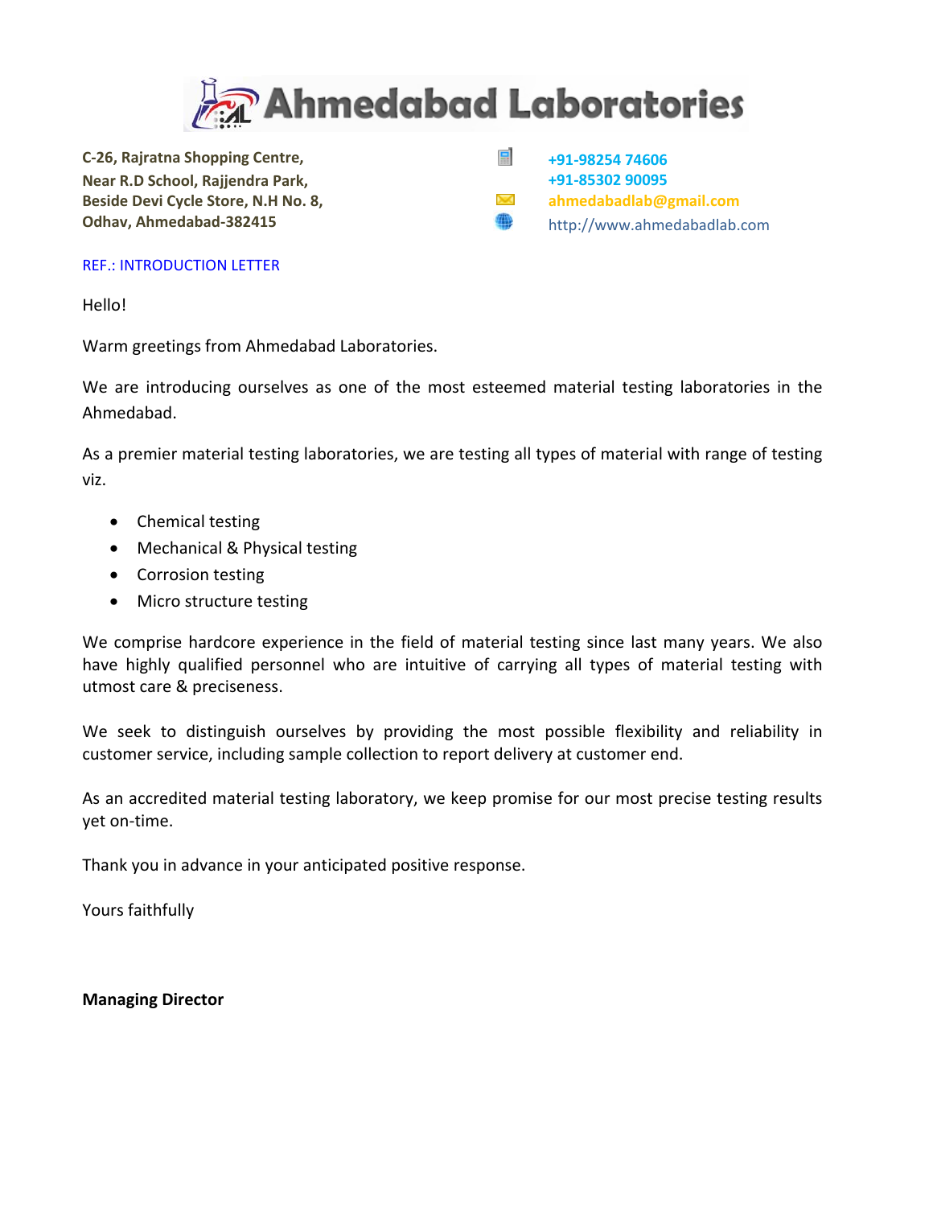# Ahmedabad Laboratories

**C-26, Rajratna Shopping Centre,**
**Near R.D School, Rajjendra Park,**
**Beside Devi Cycle Store, N.H No. 8,**
**Odhav, Ahmedabad-382415**

**+91-98254 74606**
**+91-85302 90095**
**ahmedabadlab@gmail.com**
http://www.ahmedabadlab.com

REF.: INTRODUCTION LETTER

Hello!

Warm greetings from Ahmedabad Laboratories.

We are introducing ourselves as one of the most esteemed material testing laboratories in the Ahmedabad.

As a premier material testing laboratories, we are testing all types of material with range of testing viz.

- Chemical testing
- Mechanical & Physical testing
- Corrosion testing
- Micro structure testing

We comprise hardcore experience in the field of material testing since last many years. We also have highly qualified personnel who are intuitive of carrying all types of material testing with utmost care & preciseness.

We seek to distinguish ourselves by providing the most possible flexibility and reliability in customer service, including sample collection to report delivery at customer end.

As an accredited material testing laboratory, we keep promise for our most precise testing results yet on-time.

Thank you in advance in your anticipated positive response.

Yours faithfully

**Managing Director**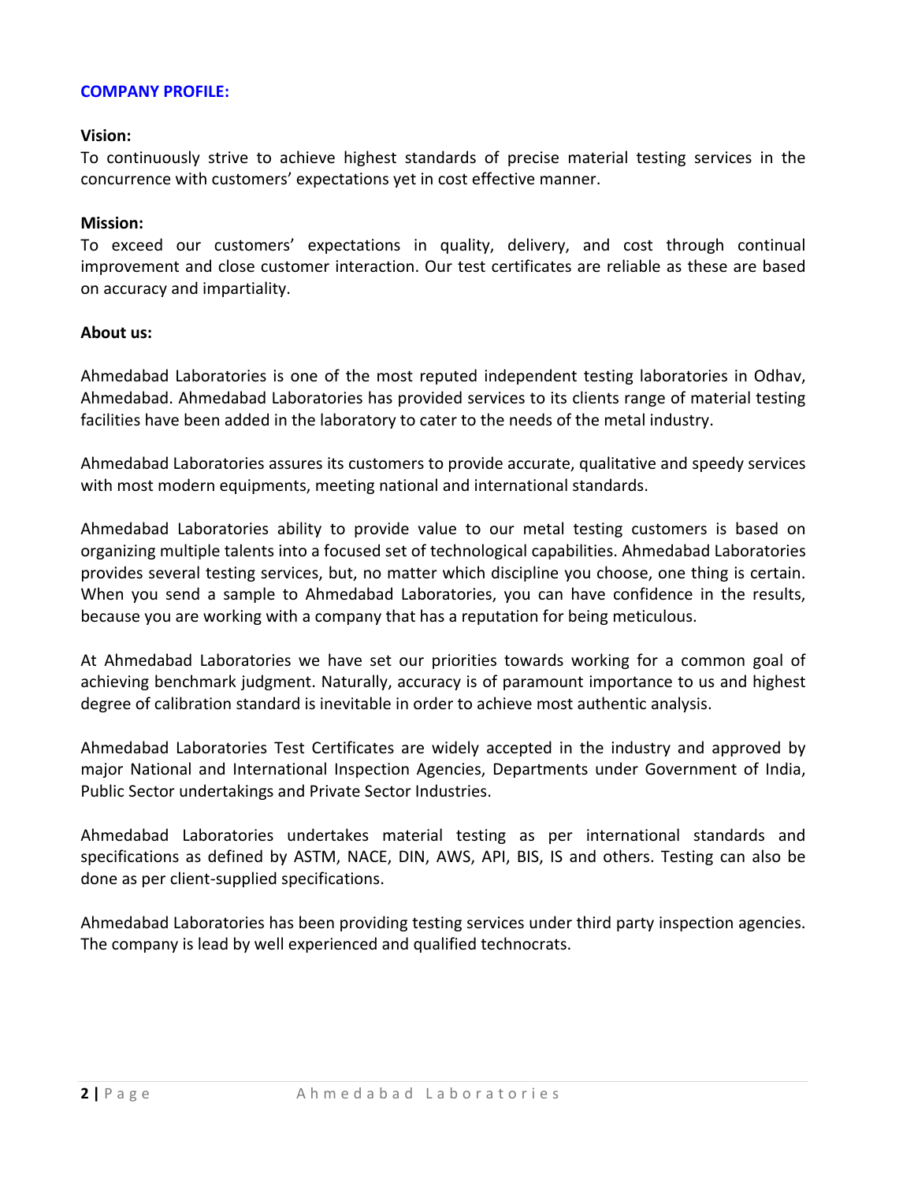## COMPANY PROFILE:

**Vision:**

To continuously strive to achieve highest standards of precise material testing services in the concurrence with customers' expectations yet in cost effective manner.

**Mission:**

To exceed our customers' expectations in quality, delivery, and cost through continual improvement and close customer interaction. Our test certificates are reliable as these are based on accuracy and impartiality.

**About us:**

Ahmedabad Laboratories is one of the most reputed independent testing laboratories in Odhav, Ahmedabad. Ahmedabad Laboratories has provided services to its clients range of material testing facilities have been added in the laboratory to cater to the needs of the metal industry.

Ahmedabad Laboratories assures its customers to provide accurate, qualitative and speedy services with most modern equipments, meeting national and international standards.

Ahmedabad Laboratories ability to provide value to our metal testing customers is based on organizing multiple talents into a focused set of technological capabilities. Ahmedabad Laboratories provides several testing services, but, no matter which discipline you choose, one thing is certain. When you send a sample to Ahmedabad Laboratories, you can have confidence in the results, because you are working with a company that has a reputation for being meticulous.

At Ahmedabad Laboratories we have set our priorities towards working for a common goal of achieving benchmark judgment. Naturally, accuracy is of paramount importance to us and highest degree of calibration standard is inevitable in order to achieve most authentic analysis.

Ahmedabad Laboratories Test Certificates are widely accepted in the industry and approved by major National and International Inspection Agencies, Departments under Government of India, Public Sector undertakings and Private Sector Industries.

Ahmedabad Laboratories undertakes material testing as per international standards and specifications as defined by ASTM, NACE, DIN, AWS, API, BIS, IS and others. Testing can also be done as per client-supplied specifications.

Ahmedabad Laboratories has been providing testing services under third party inspection agencies. The company is lead by well experienced and qualified technocrats.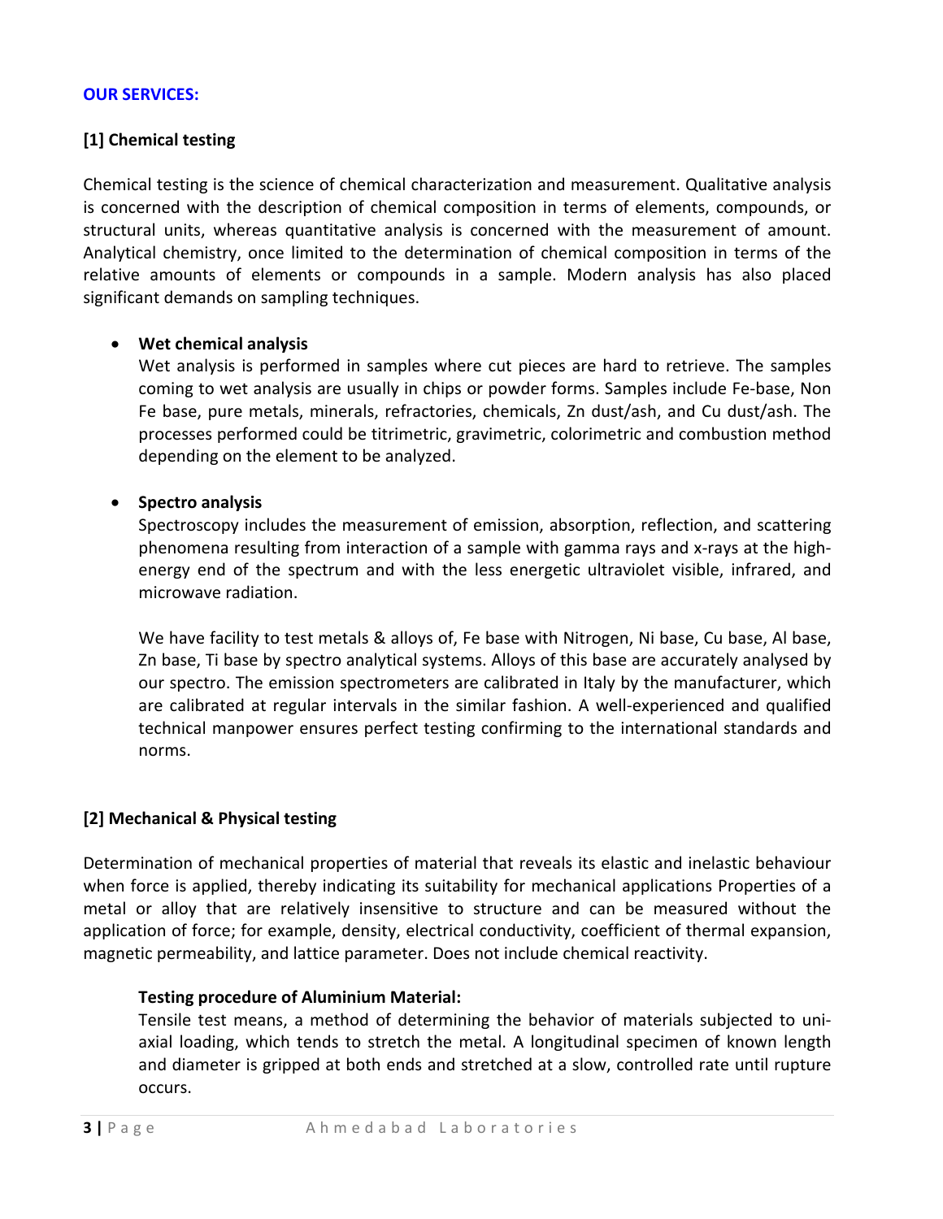**OUR SERVICES:**

**[1] Chemical testing**

Chemical testing is the science of chemical characterization and measurement. Qualitative analysis is concerned with the description of chemical composition in terms of elements, compounds, or structural units, whereas quantitative analysis is concerned with the measurement of amount. Analytical chemistry, once limited to the determination of chemical composition in terms of the relative amounts of elements or compounds in a sample. Modern analysis has also placed significant demands on sampling techniques.

- **Wet chemical analysis**
  Wet analysis is performed in samples where cut pieces are hard to retrieve. The samples coming to wet analysis are usually in chips or powder forms. Samples include Fe-base, Non Fe base, pure metals, minerals, refractories, chemicals, Zn dust/ash, and Cu dust/ash. The processes performed could be titrimetric, gravimetric, colorimetric and combustion method depending on the element to be analyzed.

- **Spectro analysis**
  Spectroscopy includes the measurement of emission, absorption, reflection, and scattering phenomena resulting from interaction of a sample with gamma rays and x-rays at the high-energy end of the spectrum and with the less energetic ultraviolet visible, infrared, and microwave radiation.

  We have facility to test metals & alloys of, Fe base with Nitrogen, Ni base, Cu base, Al base, Zn base, Ti base by spectro analytical systems. Alloys of this base are accurately analysed by our spectro. The emission spectrometers are calibrated in Italy by the manufacturer, which are calibrated at regular intervals in the similar fashion. A well-experienced and qualified technical manpower ensures perfect testing confirming to the international standards and norms.

**[2] Mechanical & Physical testing**

Determination of mechanical properties of material that reveals its elastic and inelastic behaviour when force is applied, thereby indicating its suitability for mechanical applications Properties of a metal or alloy that are relatively insensitive to structure and can be measured without the application of force; for example, density, electrical conductivity, coefficient of thermal expansion, magnetic permeability, and lattice parameter. Does not include chemical reactivity.

**Testing procedure of Aluminium Material:**

Tensile test means, a method of determining the behavior of materials subjected to uni-axial loading, which tends to stretch the metal. A longitudinal specimen of known length and diameter is gripped at both ends and stretched at a slow, controlled rate until rupture occurs.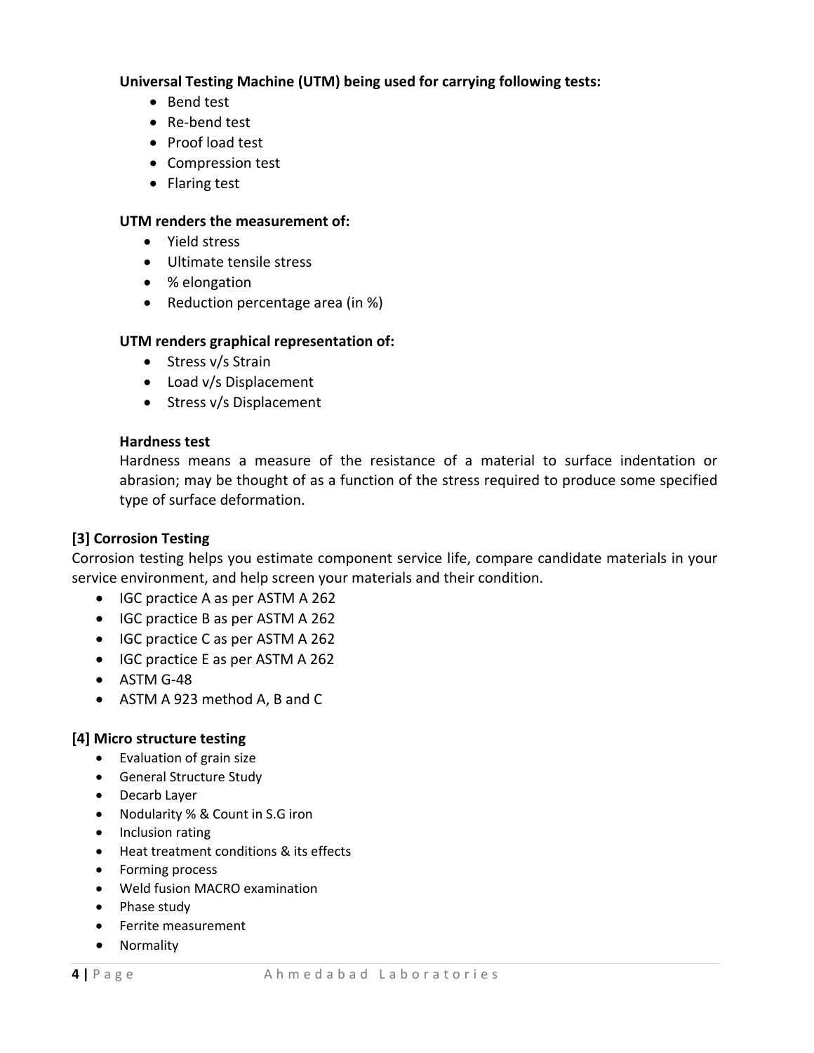**Universal Testing Machine (UTM) being used for carrying following tests:**

- Bend test
- Re-bend test
- Proof load test
- Compression test
- Flaring test

**UTM renders the measurement of:**

- Yield stress
- Ultimate tensile stress
- % elongation
- Reduction percentage area (in %)

**UTM renders graphical representation of:**

- Stress v/s Strain
- Load v/s Displacement
- Stress v/s Displacement

**Hardness test**

Hardness means a measure of the resistance of a material to surface indentation or abrasion; may be thought of as a function of the stress required to produce some specified type of surface deformation.

### [3] Corrosion Testing

Corrosion testing helps you estimate component service life, compare candidate materials in your service environment, and help screen your materials and their condition.

- IGC practice A as per ASTM A 262
- IGC practice B as per ASTM A 262
- IGC practice C as per ASTM A 262
- IGC practice E as per ASTM A 262
- ASTM G-48
- ASTM A 923 method A, B and C

### [4] Micro structure testing

- Evaluation of grain size
- General Structure Study
- Decarb Layer
- Nodularity % & Count in S.G iron
- Inclusion rating
- Heat treatment conditions & its effects
- Forming process
- Weld fusion MACRO examination
- Phase study
- Ferrite measurement
- Normality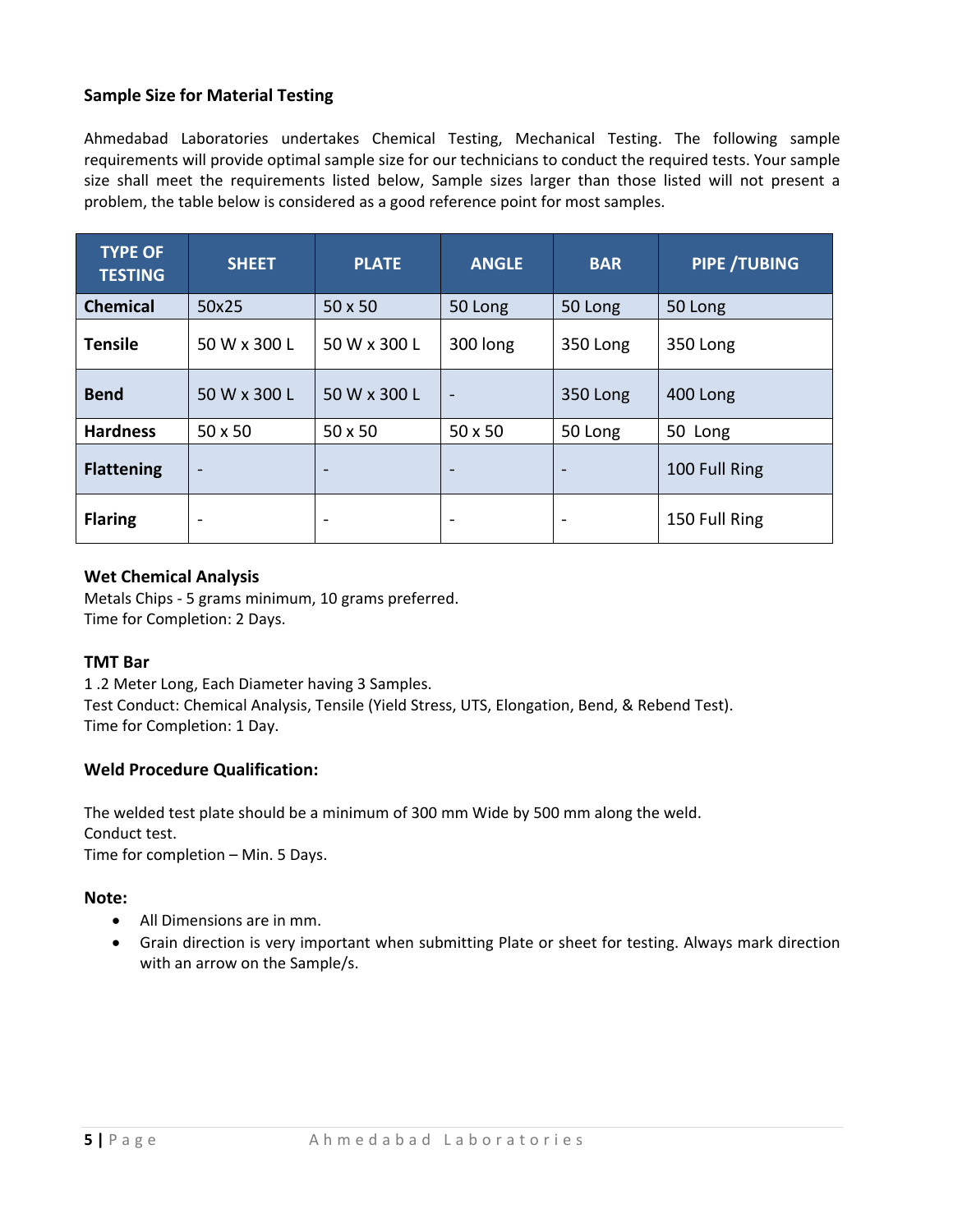### Sample Size for Material Testing

Ahmedabad Laboratories undertakes Chemical Testing, Mechanical Testing. The following sample requirements will provide optimal sample size for our technicians to conduct the required tests. Your sample size shall meet the requirements listed below, Sample sizes larger than those listed will not present a problem, the table below is considered as a good reference point for most samples.

| TYPE OF TESTING | SHEET | PLATE | ANGLE | BAR | PIPE /TUBING |
|---|---|---|---|---|---|
| **Chemical** | 50x25 | 50 x 50 | 50 Long | 50 Long | 50 Long |
| **Tensile** | 50 W x 300 L | 50 W x 300 L | 300 long | 350 Long | 350 Long |
| **Bend** | 50 W x 300 L | 50 W x 300 L | - | 350 Long | 400 Long |
| **Hardness** | 50 x 50 | 50 x 50 | 50 x 50 | 50 Long | 50 Long |
| **Flattening** | - | - | - | - | 100 Full Ring |
| **Flaring** | - | - | - | - | 150 Full Ring |

**Wet Chemical Analysis**
Metals Chips - 5 grams minimum, 10 grams preferred.
Time for Completion: 2 Days.

**TMT Bar**
1 .2 Meter Long, Each Diameter having 3 Samples.
Test Conduct: Chemical Analysis, Tensile (Yield Stress, UTS, Elongation, Bend, & Rebend Test).
Time for Completion: 1 Day.

**Weld Procedure Qualification:**

The welded test plate should be a minimum of 300 mm Wide by 500 mm along the weld.
Conduct test.
Time for completion – Min. 5 Days.

**Note:**

- All Dimensions are in mm.
- Grain direction is very important when submitting Plate or sheet for testing. Always mark direction with an arrow on the Sample/s.